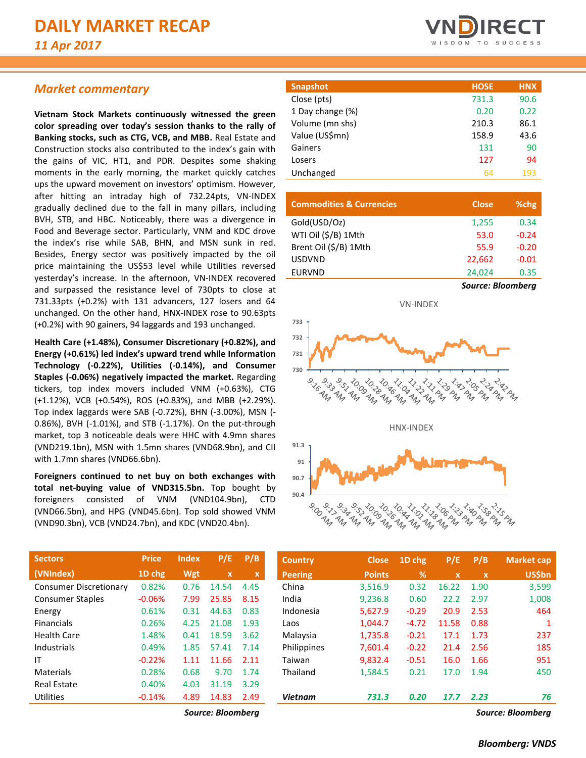# DAILY MARKET RECAP

*11 Apr 2017*

## *Market commentary*

**Vietnam Stock Markets continuously witnessed the green color spreading over today's session thanks to the rally of Banking stocks, such as CTG, VCB, and MBB.** Real Estate and Construction stocks also contributed to the index's gain with the gains of VIC, HT1, and PDR. Despites some shaking moments in the early morning, the market quickly catches ups the upward movement on investors' optimism. However, after hitting an intraday high of 732.24pts, VN-INDEX gradually declined due to the fall in many pillars, including BVH, STB, and HBC. Noticeably, there was a divergence in Food and Beverage sector. Particularly, VNM and KDC drove the index's rise while SAB, BHN, and MSN sunk in red. Besides, Energy sector was positively impacted by the oil price maintaining the US$53 level while Utilities reversed yesterday's increase. In the afternoon, VN-INDEX recovered and surpassed the resistance level of 730pts to close at 731.33pts (+0.2%) with 131 advancers, 127 losers and 64 unchanged. On the other hand, HNX-INDEX rose to 90.63pts (+0.2%) with 90 gainers, 94 laggards and 193 unchanged.

**Health Care (+1.48%), Consumer Discretionary (+0.82%), and Energy (+0.61%) led index's upward trend while Information Technology (-0.22%), Utilities (-0.14%), and Consumer Staples (-0.06%) negatively impacted the market.** Regarding tickers, top index movers included VNM (+0.63%), CTG (+1.12%), VCB (+0.54%), ROS (+0.83%), and MBB (+2.29%). Top index laggards were SAB (-0.72%), BHN (-3.00%), MSN (-0.86%), BVH (-1.01%), and STB (-1.17%). On the put-through market, top 3 noticeable deals were HHC with 4.9mn shares (VND219.1bn), MSN with 1.5mn shares (VND68.9bn), and CII with 1.7mn shares (VND66.6bn).

**Foreigners continued to net buy on both exchanges with total net-buying value of VND315.5bn.** Top bought by foreigners consisted of VNM (VND104.9bn), CTD (VND66.5bn), and HPG (VND45.6bn). Top sold showed VNM (VND90.3bn), VCB (VND24.7bn), and KDC (VND20.4bn).

| Snapshot | HOSE | HNX |
|---|---|---|
| Close (pts) | 731.3 | 90.6 |
| 1 Day change (%) | 0.20 | 0.22 |
| Volume (mn shs) | 210.3 | 86.1 |
| Value (US$mn) | 158.9 | 43.6 |
| Gainers | 131 | 90 |
| Losers | 127 | 94 |
| Unchanged | 64 | 193 |

| Commodities & Currencies | Close | %chg |
|---|---|---|
| Gold(USD/Oz) | 1,255 | 0.34 |
| WTI Oil ($/B) 1Mth | 53.0 | -0.24 |
| Brent Oil ($/B) 1Mth | 55.9 | -0.20 |
| USDVND | 22,662 | -0.01 |
| EURVND | 24,024 | 0.35 |

*Source: Bloomberg*

| Sectors (VNIndex) | Price 1D chg | Index Wgt | P/E x | P/B x |
|---|---|---|---|---|
| Consumer Discretionary | 0.82% | 0.76 | 14.54 | 4.45 |
| Consumer Staples | -0.06% | 7.99 | 25.85 | 8.15 |
| Energy | 0.61% | 0.31 | 44.63 | 0.83 |
| Financials | 0.26% | 4.25 | 21.08 | 1.93 |
| Health Care | 1.48% | 0.41 | 18.59 | 3.62 |
| Industrials | 0.49% | 1.85 | 57.41 | 7.14 |
| IT | -0.22% | 1.11 | 11.66 | 2.11 |
| Materials | 0.28% | 0.68 | 9.70 | 1.74 |
| Real Estate | 0.40% | 4.03 | 31.19 | 3.29 |
| Utilities | -0.14% | 4.89 | 14.83 | 2.49 |

*Source: Bloomberg*

| Country Peering | Close Points | 1D chg % | P/E x | P/B x | Market cap US$bn |
|---|---|---|---|---|---|
| China | 3,516.9 | 0.32 | 16.22 | 1.90 | 3,599 |
| India | 9,236.8 | 0.60 | 22.2 | 2.97 | 1,008 |
| Indonesia | 5,627.9 | -0.29 | 20.9 | 2.53 | 464 |
| Laos | 1,044.7 | -4.72 | 11.58 | 0.88 | 1 |
| Malaysia | 1,735.8 | -0.21 | 17.1 | 1.73 | 237 |
| Philippines | 7,601.4 | -0.22 | 21.4 | 2.56 | 185 |
| Taiwan | 9,832.4 | -0.51 | 16.0 | 1.66 | 951 |
| Thailand | 1,584.5 | 0.21 | 17.0 | 1.94 | 450 |
| ***Vietnam*** | ***731.3*** | ***0.20*** | ***17.7*** | ***2.23*** | ***76*** |

*Source: Bloomberg*

***Bloomberg: VNDS***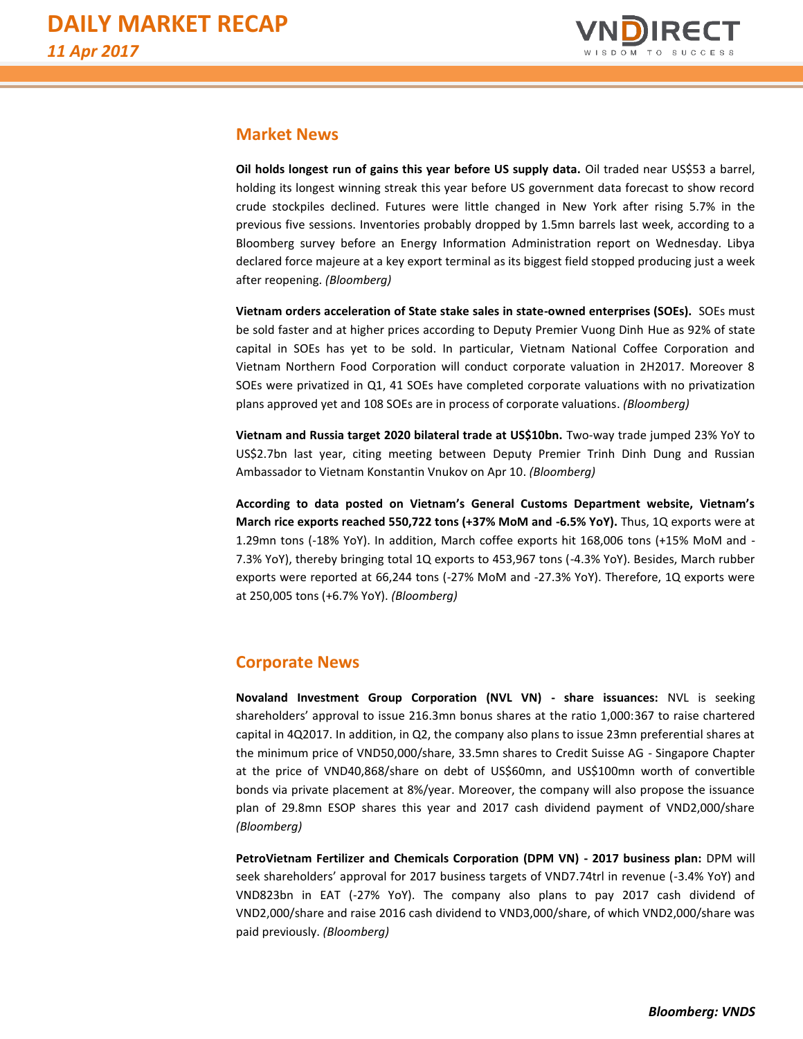## Market News

**Oil holds longest run of gains this year before US supply data.** Oil traded near US$53 a barrel, holding its longest winning streak this year before US government data forecast to show record crude stockpiles declined. Futures were little changed in New York after rising 5.7% in the previous five sessions. Inventories probably dropped by 1.5mn barrels last week, according to a Bloomberg survey before an Energy Information Administration report on Wednesday. Libya declared force majeure at a key export terminal as its biggest field stopped producing just a week after reopening. *(Bloomberg)*

**Vietnam orders acceleration of State stake sales in state-owned enterprises (SOEs).** SOEs must be sold faster and at higher prices according to Deputy Premier Vuong Dinh Hue as 92% of state capital in SOEs has yet to be sold. In particular, Vietnam National Coffee Corporation and Vietnam Northern Food Corporation will conduct corporate valuation in 2H2017. Moreover 8 SOEs were privatized in Q1, 41 SOEs have completed corporate valuations with no privatization plans approved yet and 108 SOEs are in process of corporate valuations. *(Bloomberg)*

**Vietnam and Russia target 2020 bilateral trade at US$10bn.** Two-way trade jumped 23% YoY to US$2.7bn last year, citing meeting between Deputy Premier Trinh Dinh Dung and Russian Ambassador to Vietnam Konstantin Vnukov on Apr 10. *(Bloomberg)*

**According to data posted on Vietnam's General Customs Department website, Vietnam's March rice exports reached 550,722 tons (+37% MoM and -6.5% YoY).** Thus, 1Q exports were at 1.29mn tons (-18% YoY). In addition, March coffee exports hit 168,006 tons (+15% MoM and -7.3% YoY), thereby bringing total 1Q exports to 453,967 tons (-4.3% YoY). Besides, March rubber exports were reported at 66,244 tons (-27% MoM and -27.3% YoY). Therefore, 1Q exports were at 250,005 tons (+6.7% YoY). *(Bloomberg)*

## Corporate News

**Novaland Investment Group Corporation (NVL VN) - share issuances:** NVL is seeking shareholders' approval to issue 216.3mn bonus shares at the ratio 1,000:367 to raise chartered capital in 4Q2017. In addition, in Q2, the company also plans to issue 23mn preferential shares at the minimum price of VND50,000/share, 33.5mn shares to Credit Suisse AG - Singapore Chapter at the price of VND40,868/share on debt of US$60mn, and US$100mn worth of convertible bonds via private placement at 8%/year. Moreover, the company will also propose the issuance plan of 29.8mn ESOP shares this year and 2017 cash dividend payment of VND2,000/share *(Bloomberg)*

**PetroVietnam Fertilizer and Chemicals Corporation (DPM VN) - 2017 business plan:** DPM will seek shareholders' approval for 2017 business targets of VND7.74trl in revenue (-3.4% YoY) and VND823bn in EAT (-27% YoY). The company also plans to pay 2017 cash dividend of VND2,000/share and raise 2016 cash dividend to VND3,000/share, of which VND2,000/share was paid previously. *(Bloomberg)*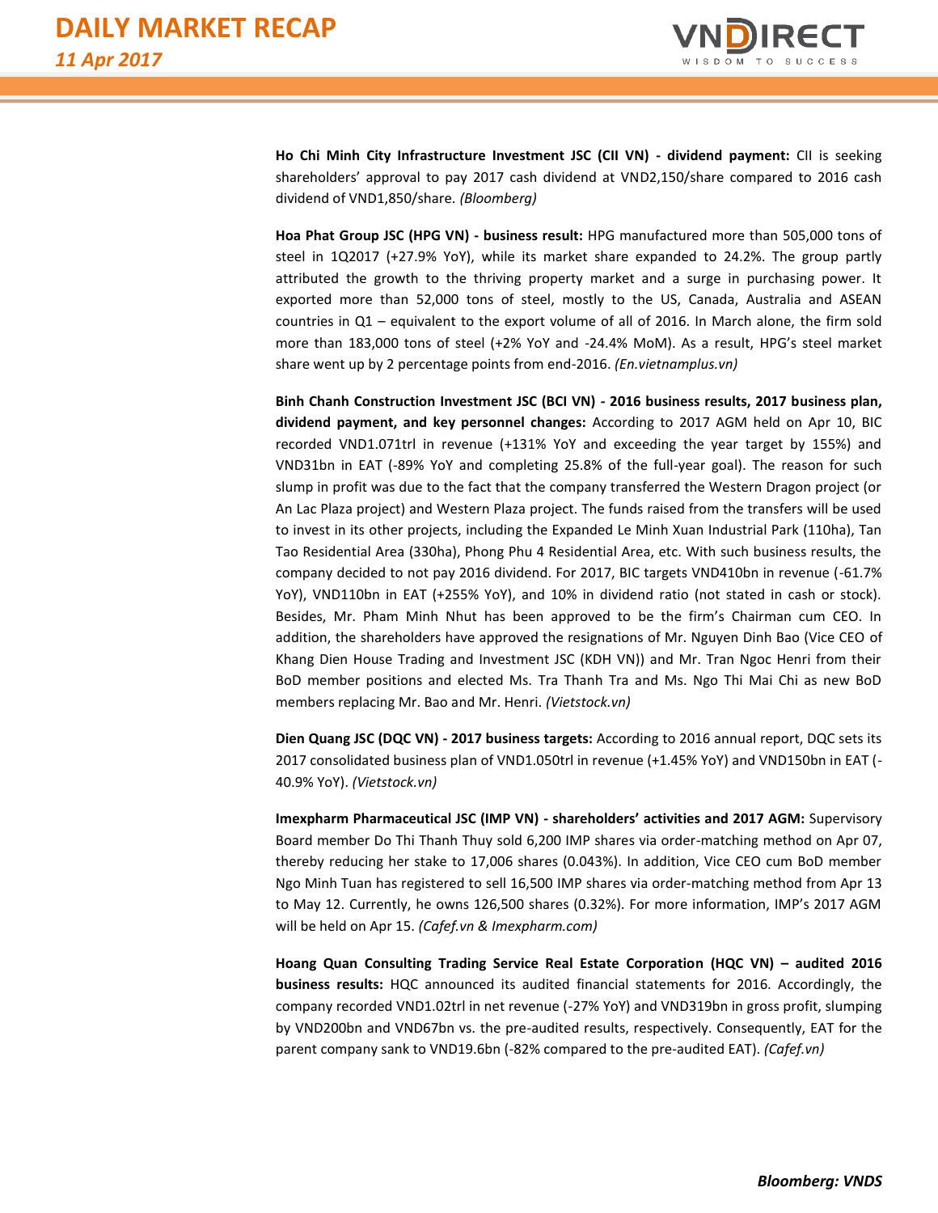**Ho Chi Minh City Infrastructure Investment JSC (CII VN) - dividend payment:** CII is seeking shareholders' approval to pay 2017 cash dividend at VND2,150/share compared to 2016 cash dividend of VND1,850/share. *(Bloomberg)*

**Hoa Phat Group JSC (HPG VN) - business result:** HPG manufactured more than 505,000 tons of steel in 1Q2017 (+27.9% YoY), while its market share expanded to 24.2%. The group partly attributed the growth to the thriving property market and a surge in purchasing power. It exported more than 52,000 tons of steel, mostly to the US, Canada, Australia and ASEAN countries in Q1 – equivalent to the export volume of all of 2016. In March alone, the firm sold more than 183,000 tons of steel (+2% YoY and -24.4% MoM). As a result, HPG's steel market share went up by 2 percentage points from end-2016. *(En.vietnamplus.vn)*

**Binh Chanh Construction Investment JSC (BCI VN) - 2016 business results, 2017 business plan, dividend payment, and key personnel changes:** According to 2017 AGM held on Apr 10, BIC recorded VND1.071trl in revenue (+131% YoY and exceeding the year target by 155%) and VND31bn in EAT (-89% YoY and completing 25.8% of the full-year goal). The reason for such slump in profit was due to the fact that the company transferred the Western Dragon project (or An Lac Plaza project) and Western Plaza project. The funds raised from the transfers will be used to invest in its other projects, including the Expanded Le Minh Xuan Industrial Park (110ha), Tan Tao Residential Area (330ha), Phong Phu 4 Residential Area, etc. With such business results, the company decided to not pay 2016 dividend. For 2017, BIC targets VND410bn in revenue (-61.7% YoY), VND110bn in EAT (+255% YoY), and 10% in dividend ratio (not stated in cash or stock). Besides, Mr. Pham Minh Nhut has been approved to be the firm's Chairman cum CEO. In addition, the shareholders have approved the resignations of Mr. Nguyen Dinh Bao (Vice CEO of Khang Dien House Trading and Investment JSC (KDH VN)) and Mr. Tran Ngoc Henri from their BoD member positions and elected Ms. Tra Thanh Tra and Ms. Ngo Thi Mai Chi as new BoD members replacing Mr. Bao and Mr. Henri. *(Vietstock.vn)*

**Dien Quang JSC (DQC VN) - 2017 business targets:** According to 2016 annual report, DQC sets its 2017 consolidated business plan of VND1.050trl in revenue (+1.45% YoY) and VND150bn in EAT (-40.9% YoY). *(Vietstock.vn)*

**Imexpharm Pharmaceutical JSC (IMP VN) - shareholders' activities and 2017 AGM:** Supervisory Board member Do Thi Thanh Thuy sold 6,200 IMP shares via order-matching method on Apr 07, thereby reducing her stake to 17,006 shares (0.043%). In addition, Vice CEO cum BoD member Ngo Minh Tuan has registered to sell 16,500 IMP shares via order-matching method from Apr 13 to May 12. Currently, he owns 126,500 shares (0.32%). For more information, IMP's 2017 AGM will be held on Apr 15. *(Cafef.vn & Imexpharm.com)*

**Hoang Quan Consulting Trading Service Real Estate Corporation (HQC VN) – audited 2016 business results:** HQC announced its audited financial statements for 2016. Accordingly, the company recorded VND1.02trl in net revenue (-27% YoY) and VND319bn in gross profit, slumping by VND200bn and VND67bn vs. the pre-audited results, respectively. Consequently, EAT for the parent company sank to VND19.6bn (-82% compared to the pre-audited EAT). *(Cafef.vn)*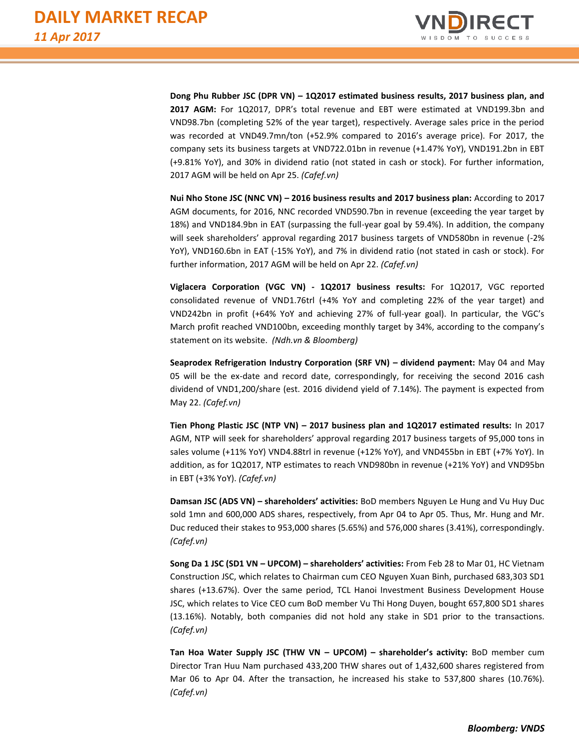**Dong Phu Rubber JSC (DPR VN) – 1Q2017 estimated business results, 2017 business plan, and 2017 AGM:** For 1Q2017, DPR's total revenue and EBT were estimated at VND199.3bn and VND98.7bn (completing 52% of the year target), respectively. Average sales price in the period was recorded at VND49.7mn/ton (+52.9% compared to 2016's average price). For 2017, the company sets its business targets at VND722.01bn in revenue (+1.47% YoY), VND191.2bn in EBT (+9.81% YoY), and 30% in dividend ratio (not stated in cash or stock). For further information, 2017 AGM will be held on Apr 25. *(Cafef.vn)*

**Nui Nho Stone JSC (NNC VN) – 2016 business results and 2017 business plan:** According to 2017 AGM documents, for 2016, NNC recorded VND590.7bn in revenue (exceeding the year target by 18%) and VND184.9bn in EAT (surpassing the full-year goal by 59.4%). In addition, the company will seek shareholders' approval regarding 2017 business targets of VND580bn in revenue (-2% YoY), VND160.6bn in EAT (-15% YoY), and 7% in dividend ratio (not stated in cash or stock). For further information, 2017 AGM will be held on Apr 22. *(Cafef.vn)*

**Viglacera Corporation (VGC VN) - 1Q2017 business results:** For 1Q2017, VGC reported consolidated revenue of VND1.76trl (+4% YoY and completing 22% of the year target) and VND242bn in profit (+64% YoY and achieving 27% of full-year goal). In particular, the VGC's March profit reached VND100bn, exceeding monthly target by 34%, according to the company's statement on its website. *(Ndh.vn & Bloomberg)*

**Seaprodex Refrigeration Industry Corporation (SRF VN) – dividend payment:** May 04 and May 05 will be the ex-date and record date, correspondingly, for receiving the second 2016 cash dividend of VND1,200/share (est. 2016 dividend yield of 7.14%). The payment is expected from May 22. *(Cafef.vn)*

**Tien Phong Plastic JSC (NTP VN) – 2017 business plan and 1Q2017 estimated results:** In 2017 AGM, NTP will seek for shareholders' approval regarding 2017 business targets of 95,000 tons in sales volume (+11% YoY) VND4.88trl in revenue (+12% YoY), and VND455bn in EBT (+7% YoY). In addition, as for 1Q2017, NTP estimates to reach VND980bn in revenue (+21% YoY) and VND95bn in EBT (+3% YoY). *(Cafef.vn)*

**Damsan JSC (ADS VN) – shareholders' activities:** BoD members Nguyen Le Hung and Vu Huy Duc sold 1mn and 600,000 ADS shares, respectively, from Apr 04 to Apr 05. Thus, Mr. Hung and Mr. Duc reduced their stakes to 953,000 shares (5.65%) and 576,000 shares (3.41%), correspondingly. *(Cafef.vn)*

**Song Da 1 JSC (SD1 VN – UPCOM) – shareholders' activities:** From Feb 28 to Mar 01, HC Vietnam Construction JSC, which relates to Chairman cum CEO Nguyen Xuan Binh, purchased 683,303 SD1 shares (+13.67%). Over the same period, TCL Hanoi Investment Business Development House JSC, which relates to Vice CEO cum BoD member Vu Thi Hong Duyen, bought 657,800 SD1 shares (13.16%). Notably, both companies did not hold any stake in SD1 prior to the transactions. *(Cafef.vn)*

**Tan Hoa Water Supply JSC (THW VN – UPCOM) – shareholder's activity:** BoD member cum Director Tran Huu Nam purchased 433,200 THW shares out of 1,432,600 shares registered from Mar 06 to Apr 04. After the transaction, he increased his stake to 537,800 shares (10.76%). *(Cafef.vn)*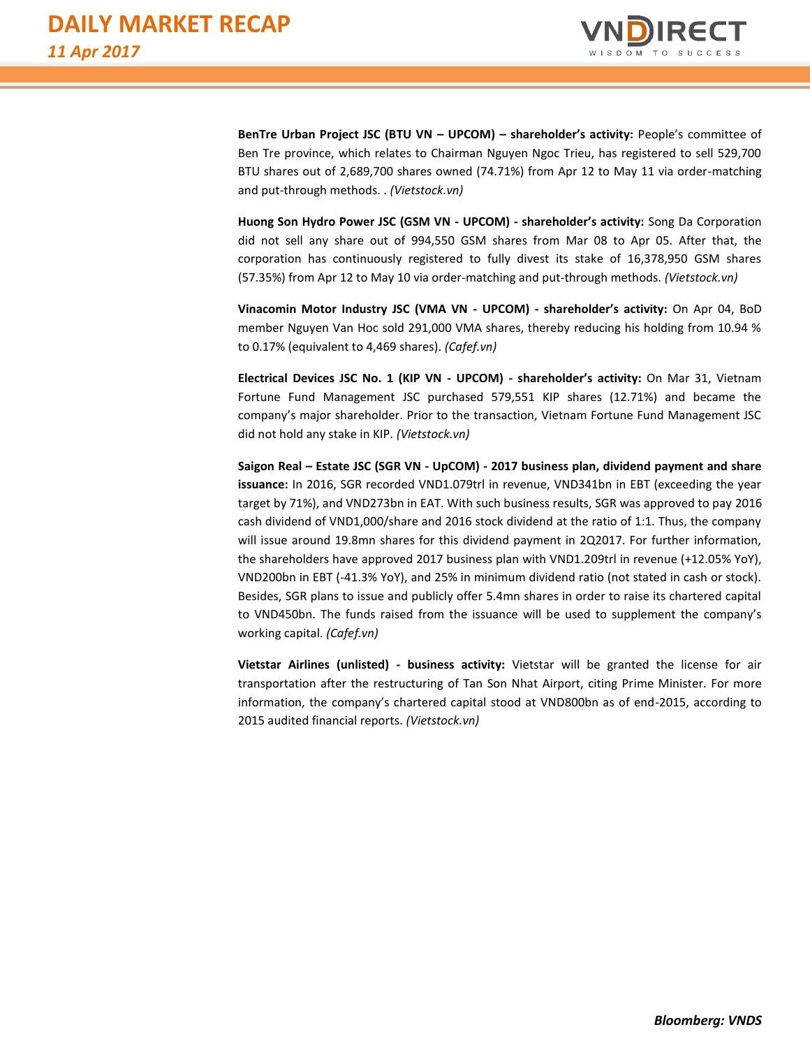**BenTre Urban Project JSC (BTU VN – UPCOM) – shareholder's activity:** People's committee of Ben Tre province, which relates to Chairman Nguyen Ngoc Trieu, has registered to sell 529,700 BTU shares out of 2,689,700 shares owned (74.71%) from Apr 12 to May 11 via order-matching and put-through methods. . *(Vietstock.vn)*

**Huong Son Hydro Power JSC (GSM VN - UPCOM) - shareholder's activity:** Song Da Corporation did not sell any share out of 994,550 GSM shares from Mar 08 to Apr 05. After that, the corporation has continuously registered to fully divest its stake of 16,378,950 GSM shares (57.35%) from Apr 12 to May 10 via order-matching and put-through methods. *(Vietstock.vn)*

**Vinacomin Motor Industry JSC (VMA VN - UPCOM) - shareholder's activity:** On Apr 04, BoD member Nguyen Van Hoc sold 291,000 VMA shares, thereby reducing his holding from 10.94 % to 0.17% (equivalent to 4,469 shares). *(Cafef.vn)*

**Electrical Devices JSC No. 1 (KIP VN - UPCOM) - shareholder's activity:** On Mar 31, Vietnam Fortune Fund Management JSC purchased 579,551 KIP shares (12.71%) and became the company's major shareholder. Prior to the transaction, Vietnam Fortune Fund Management JSC did not hold any stake in KIP. *(Vietstock.vn)*

**Saigon Real – Estate JSC (SGR VN - UpCOM) - 2017 business plan, dividend payment and share issuance:** In 2016, SGR recorded VND1.079trl in revenue, VND341bn in EBT (exceeding the year target by 71%), and VND273bn in EAT. With such business results, SGR was approved to pay 2016 cash dividend of VND1,000/share and 2016 stock dividend at the ratio of 1:1. Thus, the company will issue around 19.8mn shares for this dividend payment in 2Q2017. For further information, the shareholders have approved 2017 business plan with VND1.209trl in revenue (+12.05% YoY), VND200bn in EBT (-41.3% YoY), and 25% in minimum dividend ratio (not stated in cash or stock). Besides, SGR plans to issue and publicly offer 5.4mn shares in order to raise its chartered capital to VND450bn. The funds raised from the issuance will be used to supplement the company's working capital. *(Cafef.vn)*

**Vietstar Airlines (unlisted) - business activity:** Vietstar will be granted the license for air transportation after the restructuring of Tan Son Nhat Airport, citing Prime Minister. For more information, the company's chartered capital stood at VND800bn as of end-2015, according to 2015 audited financial reports. *(Vietstock.vn)*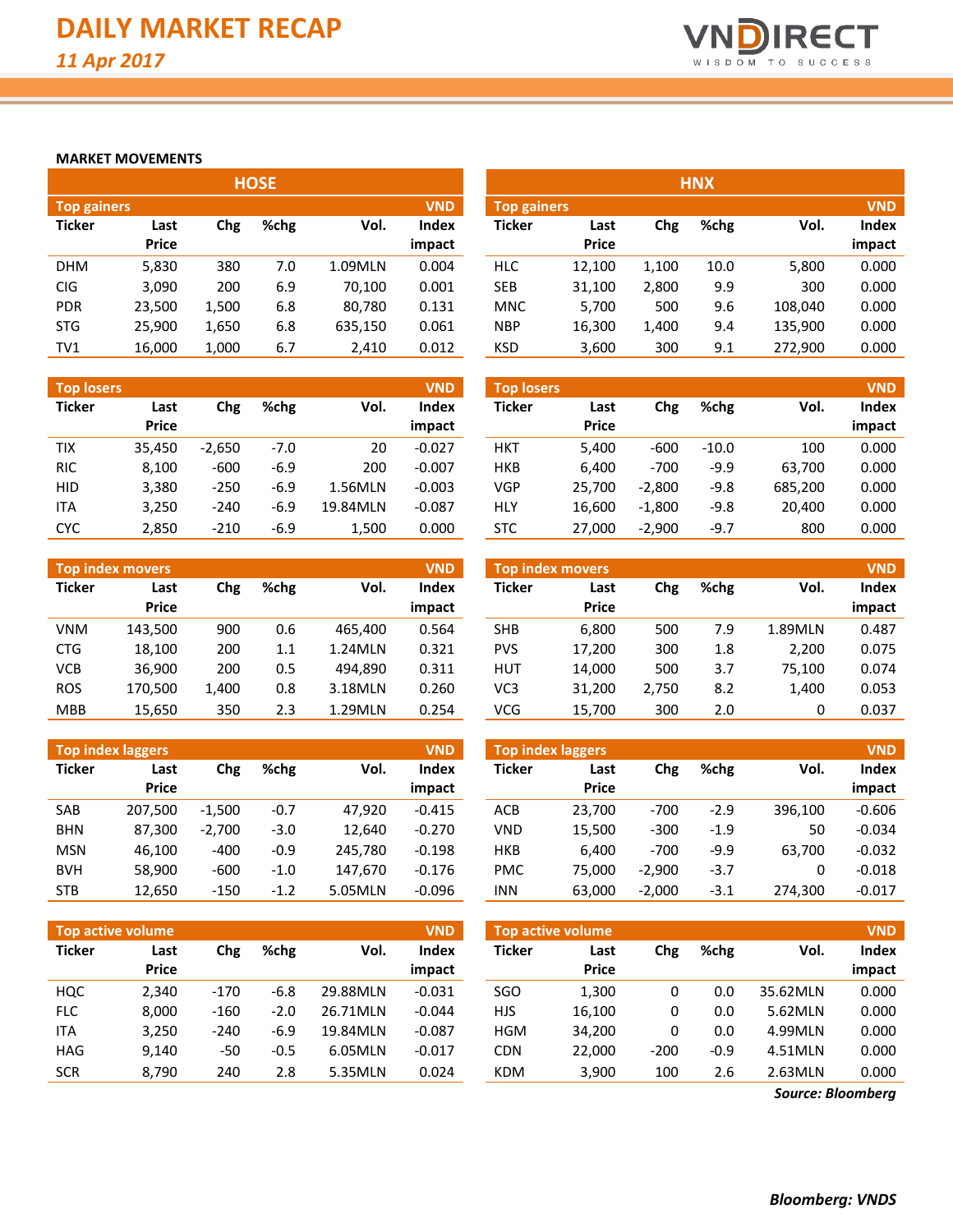# DAILY MARKET RECAP

*11 Apr 2017*

## MARKET MOVEMENTS

### HOSE

**Top gainers** (VND)

| Ticker | Last Price | Chg | %chg | Vol. | Index impact |
|---|---|---|---|---|---|
| DHM | 5,830 | 380 | 7.0 | 1.09MLN | 0.004 |
| CIG | 3,090 | 200 | 6.9 | 70,100 | 0.001 |
| PDR | 23,500 | 1,500 | 6.8 | 80,780 | 0.131 |
| STG | 25,900 | 1,650 | 6.8 | 635,150 | 0.061 |
| TV1 | 16,000 | 1,000 | 6.7 | 2,410 | 0.012 |

**Top losers** (VND)

| Ticker | Last Price | Chg | %chg | Vol. | Index impact |
|---|---|---|---|---|---|
| TIX | 35,450 | -2,650 | -7.0 | 20 | -0.027 |
| RIC | 8,100 | -600 | -6.9 | 200 | -0.007 |
| HID | 3,380 | -250 | -6.9 | 1.56MLN | -0.003 |
| ITA | 3,250 | -240 | -6.9 | 19.84MLN | -0.087 |
| CYC | 2,850 | -210 | -6.9 | 1,500 | 0.000 |

**Top index movers** (VND)

| Ticker | Last Price | Chg | %chg | Vol. | Index impact |
|---|---|---|---|---|---|
| VNM | 143,500 | 900 | 0.6 | 465,400 | 0.564 |
| CTG | 18,100 | 200 | 1.1 | 1.24MLN | 0.321 |
| VCB | 36,900 | 200 | 0.5 | 494,890 | 0.311 |
| ROS | 170,500 | 1,400 | 0.8 | 3.18MLN | 0.260 |
| MBB | 15,650 | 350 | 2.3 | 1.29MLN | 0.254 |

**Top index laggers** (VND)

| Ticker | Last Price | Chg | %chg | Vol. | Index impact |
|---|---|---|---|---|---|
| SAB | 207,500 | -1,500 | -0.7 | 47,920 | -0.415 |
| BHN | 87,300 | -2,700 | -3.0 | 12,640 | -0.270 |
| MSN | 46,100 | -400 | -0.9 | 245,780 | -0.198 |
| BVH | 58,900 | -600 | -1.0 | 147,670 | -0.176 |
| STB | 12,650 | -150 | -1.2 | 5.05MLN | -0.096 |

**Top active volume** (VND)

| Ticker | Last Price | Chg | %chg | Vol. | Index impact |
|---|---|---|---|---|---|
| HQC | 2,340 | -170 | -6.8 | 29.88MLN | -0.031 |
| FLC | 8,000 | -160 | -2.0 | 26.71MLN | -0.044 |
| ITA | 3,250 | -240 | -6.9 | 19.84MLN | -0.087 |
| HAG | 9,140 | -50 | -0.5 | 6.05MLN | -0.017 |
| SCR | 8,790 | 240 | 2.8 | 5.35MLN | 0.024 |

### HNX

**Top gainers** (VND)

| Ticker | Last Price | Chg | %chg | Vol. | Index impact |
|---|---|---|---|---|---|
| HLC | 12,100 | 1,100 | 10.0 | 5,800 | 0.000 |
| SEB | 31,100 | 2,800 | 9.9 | 300 | 0.000 |
| MNC | 5,700 | 500 | 9.6 | 108,040 | 0.000 |
| NBP | 16,300 | 1,400 | 9.4 | 135,900 | 0.000 |
| KSD | 3,600 | 300 | 9.1 | 272,900 | 0.000 |

**Top losers** (VND)

| Ticker | Last Price | Chg | %chg | Vol. | Index impact |
|---|---|---|---|---|---|
| HKT | 5,400 | -600 | -10.0 | 100 | 0.000 |
| HKB | 6,400 | -700 | -9.9 | 63,700 | 0.000 |
| VGP | 25,700 | -2,800 | -9.8 | 685,200 | 0.000 |
| HLY | 16,600 | -1,800 | -9.8 | 20,400 | 0.000 |
| STC | 27,000 | -2,900 | -9.7 | 800 | 0.000 |

**Top index movers** (VND)

| Ticker | Last Price | Chg | %chg | Vol. | Index impact |
|---|---|---|---|---|---|
| SHB | 6,800 | 500 | 7.9 | 1.89MLN | 0.487 |
| PVS | 17,200 | 300 | 1.8 | 2,200 | 0.075 |
| HUT | 14,000 | 500 | 3.7 | 75,100 | 0.074 |
| VC3 | 31,200 | 2,750 | 8.2 | 1,400 | 0.053 |
| VCG | 15,700 | 300 | 2.0 | 0 | 0.037 |

**Top index laggers** (VND)

| Ticker | Last Price | Chg | %chg | Vol. | Index impact |
|---|---|---|---|---|---|
| ACB | 23,700 | -700 | -2.9 | 396,100 | -0.606 |
| VND | 15,500 | -300 | -1.9 | 50 | -0.034 |
| HKB | 6,400 | -700 | -9.9 | 63,700 | -0.032 |
| PMC | 75,000 | -2,900 | -3.7 | 0 | -0.018 |
| INN | 63,000 | -2,000 | -3.1 | 274,300 | -0.017 |

**Top active volume** (VND)

| Ticker | Last Price | Chg | %chg | Vol. | Index impact |
|---|---|---|---|---|---|
| SGO | 1,300 | 0 | 0.0 | 35.62MLN | 0.000 |
| HJS | 16,100 | 0 | 0.0 | 5.62MLN | 0.000 |
| HGM | 34,200 | 0 | 0.0 | 4.99MLN | 0.000 |
| CDN | 22,000 | -200 | -0.9 | 4.51MLN | 0.000 |
| KDM | 3,900 | 100 | 2.6 | 2.63MLN | 0.000 |

*Source: Bloomberg*

**Bloomberg: VNDS**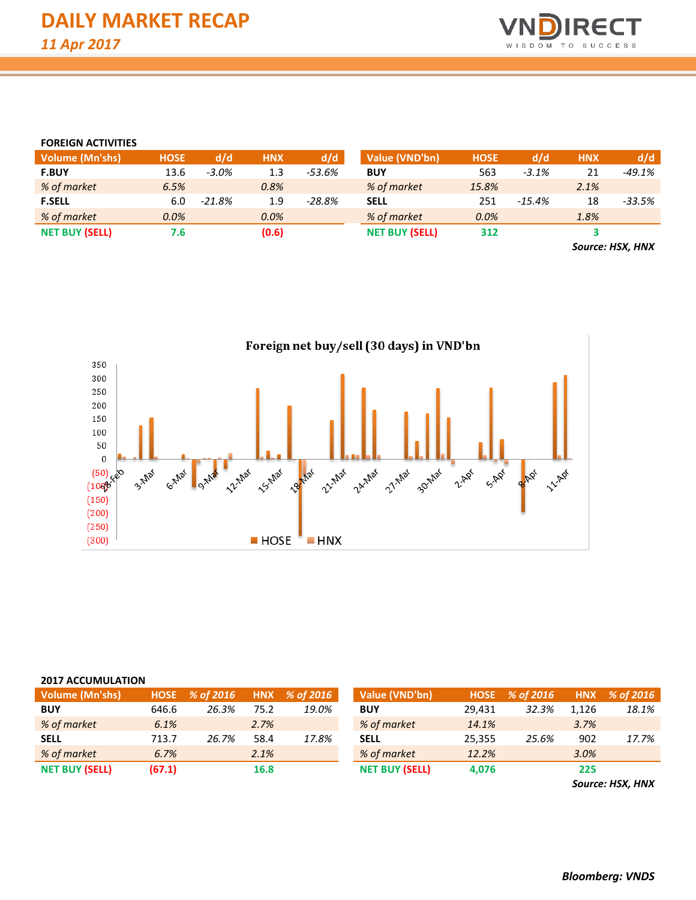# DAILY MARKET RECAP

*11 Apr 2017*

### FOREIGN ACTIVITIES

| Volume (Mn'shs) | HOSE | d/d | HNX | d/d |
|---|---|---|---|---|
| **F.BUY** | 13.6 | *-3.0%* | 1.3 | *-53.6%* |
| *% of market* | *6.5%* | | *0.8%* | |
| **F.SELL** | 6.0 | *-21.8%* | 1.9 | *-28.8%* |
| *% of market* | *0.0%* | | *0.0%* | |
| **NET BUY (SELL)** | **7.6** | | **(0.6)** | |

| Value (VND'bn) | HOSE | d/d | HNX | d/d |
|---|---|---|---|---|
| **BUY** | 563 | *-3.1%* | 21 | *-49.1%* |
| *% of market* | *15.8%* | | *2.1%* | |
| **SELL** | 251 | *-15.4%* | 18 | *-33.5%* |
| *% of market* | *0.0%* | | *1.8%* | |
| **NET BUY (SELL)** | **312** | | **3** | |

***Source: HSX, HNX***

**Foreign net buy/sell (30 days) in VND'bn**

### 2017 ACCUMULATION

| Volume (Mn'shs) | HOSE | *% of 2016* | HNX | *% of 2016* |
|---|---|---|---|---|
| **BUY** | 646.6 | *26.3%* | 75.2 | *19.0%* |
| *% of market* | *6.1%* | | *2.7%* | |
| **SELL** | 713.7 | *26.7%* | 58.4 | *17.8%* |
| *% of market* | *6.7%* | | *2.1%* | |
| **NET BUY (SELL)** | **(67.1)** | | **16.8** | |

| Value (VND'bn) | HOSE | *% of 2016* | HNX | *% of 2016* |
|---|---|---|---|---|
| **BUY** | 29,431 | *32.3%* | 1,126 | *18.1%* |
| *% of market* | *14.1%* | | *3.7%* | |
| **SELL** | 25,355 | *25.6%* | 902 | *17.7%* |
| *% of market* | *12.2%* | | *3.0%* | |
| **NET BUY (SELL)** | **4,076** | | **225** | |

***Source: HSX, HNX***

***Bloomberg: VNDS***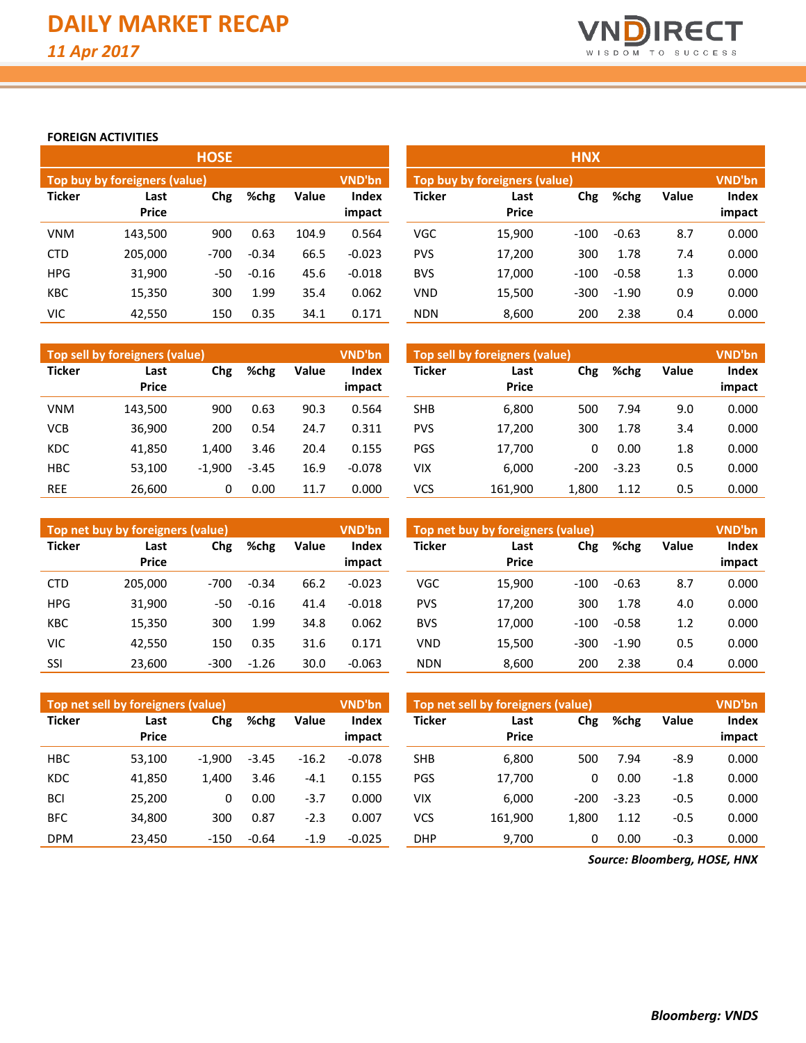# DAILY MARKET RECAP

*11 Apr 2017*

**FOREIGN ACTIVITIES**

## HOSE

**Top buy by foreigners (value)** — VND'bn

| Ticker | Last Price | Chg | %chg | Value | Index impact |
|---|---|---|---|---|---|
| VNM | 143,500 | 900 | 0.63 | 104.9 | 0.564 |
| CTD | 205,000 | -700 | -0.34 | 66.5 | -0.023 |
| HPG | 31,900 | -50 | -0.16 | 45.6 | -0.018 |
| KBC | 15,350 | 300 | 1.99 | 35.4 | 0.062 |
| VIC | 42,550 | 150 | 0.35 | 34.1 | 0.171 |

**Top sell by foreigners (value)** — VND'bn

| Ticker | Last Price | Chg | %chg | Value | Index impact |
|---|---|---|---|---|---|
| VNM | 143,500 | 900 | 0.63 | 90.3 | 0.564 |
| VCB | 36,900 | 200 | 0.54 | 24.7 | 0.311 |
| KDC | 41,850 | 1,400 | 3.46 | 20.4 | 0.155 |
| HBC | 53,100 | -1,900 | -3.45 | 16.9 | -0.078 |
| REE | 26,600 | 0 | 0.00 | 11.7 | 0.000 |

**Top net buy by foreigners (value)** — VND'bn

| Ticker | Last Price | Chg | %chg | Value | Index impact |
|---|---|---|---|---|---|
| CTD | 205,000 | -700 | -0.34 | 66.2 | -0.023 |
| HPG | 31,900 | -50 | -0.16 | 41.4 | -0.018 |
| KBC | 15,350 | 300 | 1.99 | 34.8 | 0.062 |
| VIC | 42,550 | 150 | 0.35 | 31.6 | 0.171 |
| SSI | 23,600 | -300 | -1.26 | 30.0 | -0.063 |

**Top net sell by foreigners (value)** — VND'bn

| Ticker | Last Price | Chg | %chg | Value | Index impact |
|---|---|---|---|---|---|
| HBC | 53,100 | -1,900 | -3.45 | -16.2 | -0.078 |
| KDC | 41,850 | 1,400 | 3.46 | -4.1 | 0.155 |
| BCI | 25,200 | 0 | 0.00 | -3.7 | 0.000 |
| BFC | 34,800 | 300 | 0.87 | -2.3 | 0.007 |
| DPM | 23,450 | -150 | -0.64 | -1.9 | -0.025 |

## HNX

**Top buy by foreigners (value)** — VND'bn

| Ticker | Last Price | Chg | %chg | Value | Index impact |
|---|---|---|---|---|---|
| VGC | 15,900 | -100 | -0.63 | 8.7 | 0.000 |
| PVS | 17,200 | 300 | 1.78 | 7.4 | 0.000 |
| BVS | 17,000 | -100 | -0.58 | 1.3 | 0.000 |
| VND | 15,500 | -300 | -1.90 | 0.9 | 0.000 |
| NDN | 8,600 | 200 | 2.38 | 0.4 | 0.000 |

**Top sell by foreigners (value)** — VND'bn

| Ticker | Last Price | Chg | %chg | Value | Index impact |
|---|---|---|---|---|---|
| SHB | 6,800 | 500 | 7.94 | 9.0 | 0.000 |
| PVS | 17,200 | 300 | 1.78 | 3.4 | 0.000 |
| PGS | 17,700 | 0 | 0.00 | 1.8 | 0.000 |
| VIX | 6,000 | -200 | -3.23 | 0.5 | 0.000 |
| VCS | 161,900 | 1,800 | 1.12 | 0.5 | 0.000 |

**Top net buy by foreigners (value)** — VND'bn

| Ticker | Last Price | Chg | %chg | Value | Index impact |
|---|---|---|---|---|---|
| VGC | 15,900 | -100 | -0.63 | 8.7 | 0.000 |
| PVS | 17,200 | 300 | 1.78 | 4.0 | 0.000 |
| BVS | 17,000 | -100 | -0.58 | 1.2 | 0.000 |
| VND | 15,500 | -300 | -1.90 | 0.5 | 0.000 |
| NDN | 8,600 | 200 | 2.38 | 0.4 | 0.000 |

**Top net sell by foreigners (value)** — VND'bn

| Ticker | Last Price | Chg | %chg | Value | Index impact |
|---|---|---|---|---|---|
| SHB | 6,800 | 500 | 7.94 | -8.9 | 0.000 |
| PGS | 17,700 | 0 | 0.00 | -1.8 | 0.000 |
| VIX | 6,000 | -200 | -3.23 | -0.5 | 0.000 |
| VCS | 161,900 | 1,800 | 1.12 | -0.5 | 0.000 |
| DHP | 9,700 | 0 | 0.00 | -0.3 | 0.000 |

***Source: Bloomberg, HOSE, HNX***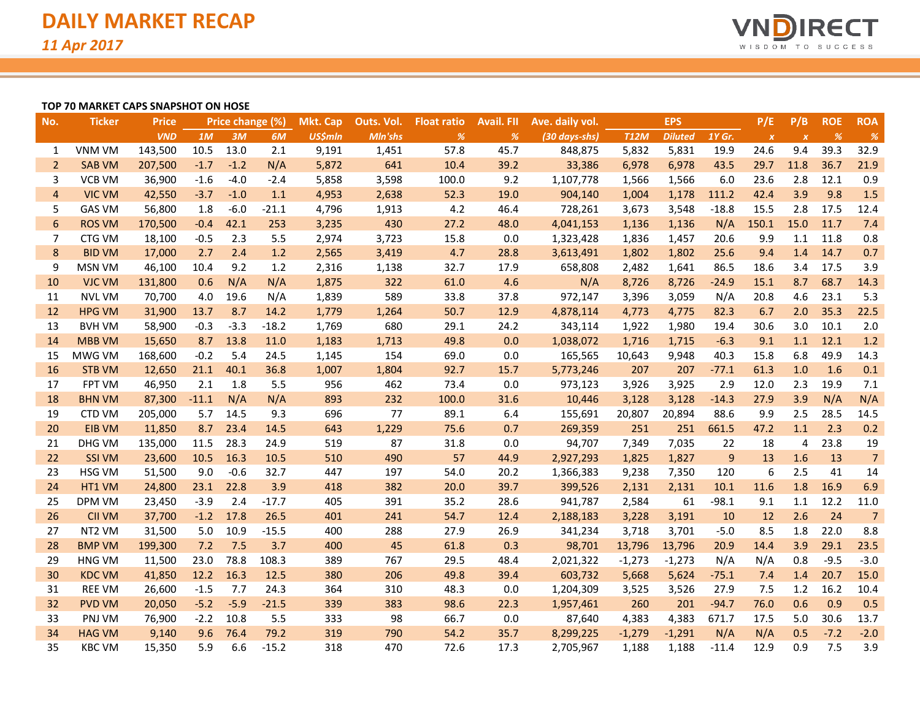# DAILY MARKET RECAP

*11 Apr 2017*

**TOP 70 MARKET CAPS SNAPSHOT ON HOSE**

| No. | Ticker | Price | Price change (%) | | | Mkt. Cap | Outs. Vol. | Float ratio | Avail. FII | Ave. daily vol. | EPS | | | P/E | P/B | ROE | ROA |
|---|---|---|---|---|---|---|---|---|---|---|---|---|---|---|---|---|---|
| | | *VND* | *1M* | *3M* | *6M* | *US$mln* | *Mln'shs* | *%* | *%* | *(30 days-shs)* | *T12M* | *Diluted* | *1Y Gr.* | *x* | *x* | *%* | *%* |
| 1 | VNM VM | 143,500 | 10.5 | 13.0 | 2.1 | 9,191 | 1,451 | 57.8 | 45.7 | 848,875 | 5,832 | 5,831 | 19.9 | 24.6 | 9.4 | 39.3 | 32.9 |
| 2 | SAB VM | 207,500 | -1.7 | -1.2 | N/A | 5,872 | 641 | 10.4 | 39.2 | 33,386 | 6,978 | 6,978 | 43.5 | 29.7 | 11.8 | 36.7 | 21.9 |
| 3 | VCB VM | 36,900 | -1.6 | -4.0 | -2.4 | 5,858 | 3,598 | 100.0 | 9.2 | 1,107,778 | 1,566 | 1,566 | 6.0 | 23.6 | 2.8 | 12.1 | 0.9 |
| 4 | VIC VM | 42,550 | -3.7 | -1.0 | 1.1 | 4,953 | 2,638 | 52.3 | 19.0 | 904,140 | 1,004 | 1,178 | 111.2 | 42.4 | 3.9 | 9.8 | 1.5 |
| 5 | GAS VM | 56,800 | 1.8 | -6.0 | -21.1 | 4,796 | 1,913 | 4.2 | 46.4 | 728,261 | 3,673 | 3,548 | -18.8 | 15.5 | 2.8 | 17.5 | 12.4 |
| 6 | ROS VM | 170,500 | -0.4 | 42.1 | 253 | 3,235 | 430 | 27.2 | 48.0 | 4,041,153 | 1,136 | 1,136 | N/A | 150.1 | 15.0 | 11.7 | 7.4 |
| 7 | CTG VM | 18,100 | -0.5 | 2.3 | 5.5 | 2,974 | 3,723 | 15.8 | 0.0 | 1,323,428 | 1,836 | 1,457 | 20.6 | 9.9 | 1.1 | 11.8 | 0.8 |
| 8 | BID VM | 17,000 | 2.7 | 2.4 | 1.2 | 2,565 | 3,419 | 4.7 | 28.8 | 3,613,491 | 1,802 | 1,802 | 25.6 | 9.4 | 1.4 | 14.7 | 0.7 |
| 9 | MSN VM | 46,100 | 10.4 | 9.2 | 1.2 | 2,316 | 1,138 | 32.7 | 17.9 | 658,808 | 2,482 | 1,641 | 86.5 | 18.6 | 3.4 | 17.5 | 3.9 |
| 10 | VJC VM | 131,800 | 0.6 | N/A | N/A | 1,875 | 322 | 61.0 | 4.6 | N/A | 8,726 | 8,726 | -24.9 | 15.1 | 8.7 | 68.7 | 14.3 |
| 11 | NVL VM | 70,700 | 4.0 | 19.6 | N/A | 1,839 | 589 | 33.8 | 37.8 | 972,147 | 3,396 | 3,059 | N/A | 20.8 | 4.6 | 23.1 | 5.3 |
| 12 | HPG VM | 31,900 | 13.7 | 8.7 | 14.2 | 1,779 | 1,264 | 50.7 | 12.9 | 4,878,114 | 4,773 | 4,775 | 82.3 | 6.7 | 2.0 | 35.3 | 22.5 |
| 13 | BVH VM | 58,900 | -0.3 | -3.3 | -18.2 | 1,769 | 680 | 29.1 | 24.2 | 343,114 | 1,922 | 1,980 | 19.4 | 30.6 | 3.0 | 10.1 | 2.0 |
| 14 | MBB VM | 15,650 | 8.7 | 13.8 | 11.0 | 1,183 | 1,713 | 49.8 | 0.0 | 1,038,072 | 1,716 | 1,715 | -6.3 | 9.1 | 1.1 | 12.1 | 1.2 |
| 15 | MWG VM | 168,600 | -0.2 | 5.4 | 24.5 | 1,145 | 154 | 69.0 | 0.0 | 165,565 | 10,643 | 9,948 | 40.3 | 15.8 | 6.8 | 49.9 | 14.3 |
| 16 | STB VM | 12,650 | 21.1 | 40.1 | 36.8 | 1,007 | 1,804 | 92.7 | 15.7 | 5,773,246 | 207 | 207 | -77.1 | 61.3 | 1.0 | 1.6 | 0.1 |
| 17 | FPT VM | 46,950 | 2.1 | 1.8 | 5.5 | 956 | 462 | 73.4 | 0.0 | 973,123 | 3,926 | 3,925 | 2.9 | 12.0 | 2.3 | 19.9 | 7.1 |
| 18 | BHN VM | 87,300 | -11.1 | N/A | N/A | 893 | 232 | 100.0 | 31.6 | 10,446 | 3,128 | 3,128 | -14.3 | 27.9 | 3.9 | N/A | N/A |
| 19 | CTD VM | 205,000 | 5.7 | 14.5 | 9.3 | 696 | 77 | 89.1 | 6.4 | 155,691 | 20,807 | 20,894 | 88.6 | 9.9 | 2.5 | 28.5 | 14.5 |
| 20 | EIB VM | 11,850 | 8.7 | 23.4 | 14.5 | 643 | 1,229 | 75.6 | 0.7 | 269,359 | 251 | 251 | 661.5 | 47.2 | 1.1 | 2.3 | 0.2 |
| 21 | DHG VM | 135,000 | 11.5 | 28.3 | 24.9 | 519 | 87 | 31.8 | 0.0 | 94,707 | 7,349 | 7,035 | 22 | 18 | 4 | 23.8 | 19 |
| 22 | SSI VM | 23,600 | 10.5 | 16.3 | 10.5 | 510 | 490 | 57 | 44.9 | 2,927,293 | 1,825 | 1,827 | 9 | 13 | 1.6 | 13 | 7 |
| 23 | HSG VM | 51,500 | 9.0 | -0.6 | 32.7 | 447 | 197 | 54.0 | 20.2 | 1,366,383 | 9,238 | 7,350 | 120 | 6 | 2.5 | 41 | 14 |
| 24 | HT1 VM | 24,800 | 23.1 | 22.8 | 3.9 | 418 | 382 | 20.0 | 39.7 | 399,526 | 2,131 | 2,131 | 10.1 | 11.6 | 1.8 | 16.9 | 6.9 |
| 25 | DPM VM | 23,450 | -3.9 | 2.4 | -17.7 | 405 | 391 | 35.2 | 28.6 | 941,787 | 2,584 | 61 | -98.1 | 9.1 | 1.1 | 12.2 | 11.0 |
| 26 | CII VM | 37,700 | -1.2 | 17.8 | 26.5 | 401 | 241 | 54.7 | 12.4 | 2,188,183 | 3,228 | 3,191 | 10 | 12 | 2.6 | 24 | 7 |
| 27 | NT2 VM | 31,500 | 5.0 | 10.9 | -15.5 | 400 | 288 | 27.9 | 26.9 | 341,234 | 3,718 | 3,701 | -5.0 | 8.5 | 1.8 | 22.0 | 8.8 |
| 28 | BMP VM | 199,300 | 7.2 | 7.5 | 3.7 | 400 | 45 | 61.8 | 0.3 | 98,701 | 13,796 | 13,796 | 20.9 | 14.4 | 3.9 | 29.1 | 23.5 |
| 29 | HNG VM | 11,500 | 23.0 | 78.8 | 108.3 | 389 | 767 | 29.5 | 48.4 | 2,021,322 | -1,273 | -1,273 | N/A | N/A | 0.8 | -9.5 | -3.0 |
| 30 | KDC VM | 41,850 | 12.2 | 16.3 | 12.5 | 380 | 206 | 49.8 | 39.4 | 603,732 | 5,668 | 5,624 | -75.1 | 7.4 | 1.4 | 20.7 | 15.0 |
| 31 | REE VM | 26,600 | -1.5 | 7.7 | 24.3 | 364 | 310 | 48.3 | 0.0 | 1,204,309 | 3,525 | 3,526 | 27.9 | 7.5 | 1.2 | 16.2 | 10.4 |
| 32 | PVD VM | 20,050 | -5.2 | -5.9 | -21.5 | 339 | 383 | 98.6 | 22.3 | 1,957,461 | 260 | 201 | -94.7 | 76.0 | 0.6 | 0.9 | 0.5 |
| 33 | PNJ VM | 76,900 | -2.2 | 10.8 | 5.5 | 333 | 98 | 66.7 | 0.0 | 87,640 | 4,383 | 4,383 | 671.7 | 17.5 | 5.0 | 30.6 | 13.7 |
| 34 | HAG VM | 9,140 | 9.6 | 76.4 | 79.2 | 319 | 790 | 54.2 | 35.7 | 8,299,225 | -1,279 | -1,291 | N/A | N/A | 0.5 | -7.2 | -2.0 |
| 35 | KBC VM | 15,350 | 5.9 | 6.6 | -15.2 | 318 | 470 | 72.6 | 17.3 | 2,705,967 | 1,188 | 1,188 | -11.4 | 12.9 | 0.9 | 7.5 | 3.9 |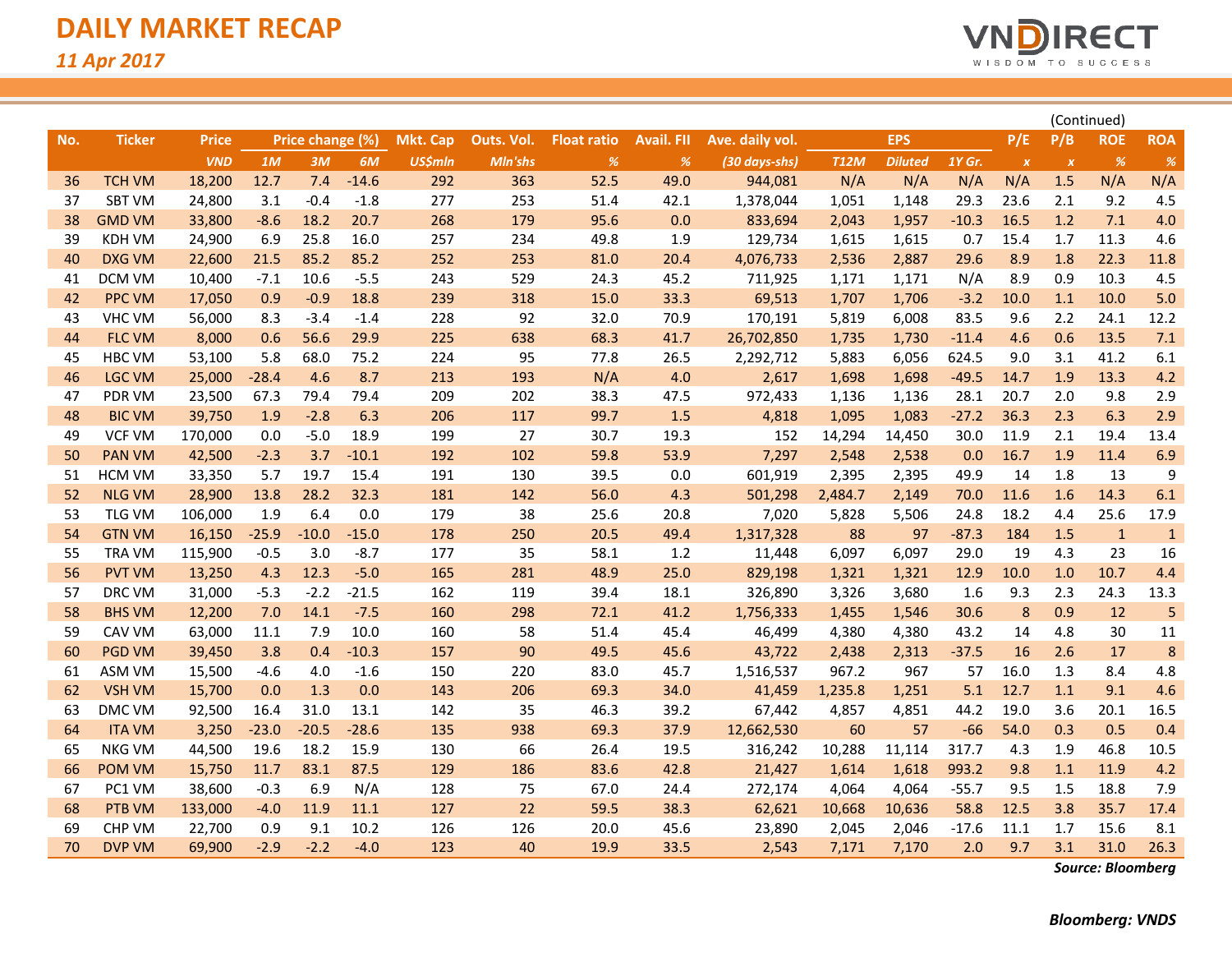# DAILY MARKET RECAP

*11 Apr 2017*

(Continued)

| No. | Ticker | Price | Price change (%) | | | Mkt. Cap | Outs. Vol. | Float ratio | Avail. FII | Ave. daily vol. | EPS | | | P/E | P/B | ROE | ROA |
|---|---|---|---|---|---|---|---|---|---|---|---|---|---|---|---|---|---|
| | | *VND* | *1M* | *3M* | *6M* | *US$mln* | *Mln'shs* | *%* | *%* | *(30 days-shs)* | *T12M* | *Diluted* | *1Y Gr.* | *x* | *x* | *%* | *%* |
| 36 | TCH VM | 18,200 | 12.7 | 7.4 | -14.6 | 292 | 363 | 52.5 | 49.0 | 944,081 | N/A | N/A | N/A | N/A | 1.5 | N/A | N/A |
| 37 | SBT VM | 24,800 | 3.1 | -0.4 | -1.8 | 277 | 253 | 51.4 | 42.1 | 1,378,044 | 1,051 | 1,148 | 29.3 | 23.6 | 2.1 | 9.2 | 4.5 |
| 38 | GMD VM | 33,800 | -8.6 | 18.2 | 20.7 | 268 | 179 | 95.6 | 0.0 | 833,694 | 2,043 | 1,957 | -10.3 | 16.5 | 1.2 | 7.1 | 4.0 |
| 39 | KDH VM | 24,900 | 6.9 | 25.8 | 16.0 | 257 | 234 | 49.8 | 1.9 | 129,734 | 1,615 | 1,615 | 0.7 | 15.4 | 1.7 | 11.3 | 4.6 |
| 40 | DXG VM | 22,600 | 21.5 | 85.2 | 85.2 | 252 | 253 | 81.0 | 20.4 | 4,076,733 | 2,536 | 2,887 | 29.6 | 8.9 | 1.8 | 22.3 | 11.8 |
| 41 | DCM VM | 10,400 | -7.1 | 10.6 | -5.5 | 243 | 529 | 24.3 | 45.2 | 711,925 | 1,171 | 1,171 | N/A | 8.9 | 0.9 | 10.3 | 4.5 |
| 42 | PPC VM | 17,050 | 0.9 | -0.9 | 18.8 | 239 | 318 | 15.0 | 33.3 | 69,513 | 1,707 | 1,706 | -3.2 | 10.0 | 1.1 | 10.0 | 5.0 |
| 43 | VHC VM | 56,000 | 8.3 | -3.4 | -1.4 | 228 | 92 | 32.0 | 70.9 | 170,191 | 5,819 | 6,008 | 83.5 | 9.6 | 2.2 | 24.1 | 12.2 |
| 44 | FLC VM | 8,000 | 0.6 | 56.6 | 29.9 | 225 | 638 | 68.3 | 41.7 | 26,702,850 | 1,735 | 1,730 | -11.4 | 4.6 | 0.6 | 13.5 | 7.1 |
| 45 | HBC VM | 53,100 | 5.8 | 68.0 | 75.2 | 224 | 95 | 77.8 | 26.5 | 2,292,712 | 5,883 | 6,056 | 624.5 | 9.0 | 3.1 | 41.2 | 6.1 |
| 46 | LGC VM | 25,000 | -28.4 | 4.6 | 8.7 | 213 | 193 | N/A | 4.0 | 2,617 | 1,698 | 1,698 | -49.5 | 14.7 | 1.9 | 13.3 | 4.2 |
| 47 | PDR VM | 23,500 | 67.3 | 79.4 | 79.4 | 209 | 202 | 38.3 | 47.5 | 972,433 | 1,136 | 1,136 | 28.1 | 20.7 | 2.0 | 9.8 | 2.9 |
| 48 | BIC VM | 39,750 | 1.9 | -2.8 | 6.3 | 206 | 117 | 99.7 | 1.5 | 4,818 | 1,095 | 1,083 | -27.2 | 36.3 | 2.3 | 6.3 | 2.9 |
| 49 | VCF VM | 170,000 | 0.0 | -5.0 | 18.9 | 199 | 27 | 30.7 | 19.3 | 152 | 14,294 | 14,450 | 30.0 | 11.9 | 2.1 | 19.4 | 13.4 |
| 50 | PAN VM | 42,500 | -2.3 | 3.7 | -10.1 | 192 | 102 | 59.8 | 53.9 | 7,297 | 2,548 | 2,538 | 0.0 | 16.7 | 1.9 | 11.4 | 6.9 |
| 51 | HCM VM | 33,350 | 5.7 | 19.7 | 15.4 | 191 | 130 | 39.5 | 0.0 | 601,919 | 2,395 | 2,395 | 49.9 | 14 | 1.8 | 13 | 9 |
| 52 | NLG VM | 28,900 | 13.8 | 28.2 | 32.3 | 181 | 142 | 56.0 | 4.3 | 501,298 | 2,484.7 | 2,149 | 70.0 | 11.6 | 1.6 | 14.3 | 6.1 |
| 53 | TLG VM | 106,000 | 1.9 | 6.4 | 0.0 | 179 | 38 | 25.6 | 20.8 | 7,020 | 5,828 | 5,506 | 24.8 | 18.2 | 4.4 | 25.6 | 17.9 |
| 54 | GTN VM | 16,150 | -25.9 | -10.0 | -15.0 | 178 | 250 | 20.5 | 49.4 | 1,317,328 | 88 | 97 | -87.3 | 184 | 1.5 | 1 | 1 |
| 55 | TRA VM | 115,900 | -0.5 | 3.0 | -8.7 | 177 | 35 | 58.1 | 1.2 | 11,448 | 6,097 | 6,097 | 29.0 | 19 | 4.3 | 23 | 16 |
| 56 | PVT VM | 13,250 | 4.3 | 12.3 | -5.0 | 165 | 281 | 48.9 | 25.0 | 829,198 | 1,321 | 1,321 | 12.9 | 10.0 | 1.0 | 10.7 | 4.4 |
| 57 | DRC VM | 31,000 | -5.3 | -2.2 | -21.5 | 162 | 119 | 39.4 | 18.1 | 326,890 | 3,326 | 3,680 | 1.6 | 9.3 | 2.3 | 24.3 | 13.3 |
| 58 | BHS VM | 12,200 | 7.0 | 14.1 | -7.5 | 160 | 298 | 72.1 | 41.2 | 1,756,333 | 1,455 | 1,546 | 30.6 | 8 | 0.9 | 12 | 5 |
| 59 | CAV VM | 63,000 | 11.1 | 7.9 | 10.0 | 160 | 58 | 51.4 | 45.4 | 46,499 | 4,380 | 4,380 | 43.2 | 14 | 4.8 | 30 | 11 |
| 60 | PGD VM | 39,450 | 3.8 | 0.4 | -10.3 | 157 | 90 | 49.5 | 45.6 | 43,722 | 2,438 | 2,313 | -37.5 | 16 | 2.6 | 17 | 8 |
| 61 | ASM VM | 15,500 | -4.6 | 4.0 | -1.6 | 150 | 220 | 83.0 | 45.7 | 1,516,537 | 967.2 | 967 | 57 | 16.0 | 1.3 | 8.4 | 4.8 |
| 62 | VSH VM | 15,700 | 0.0 | 1.3 | 0.0 | 143 | 206 | 69.3 | 34.0 | 41,459 | 1,235.8 | 1,251 | 5.1 | 12.7 | 1.1 | 9.1 | 4.6 |
| 63 | DMC VM | 92,500 | 16.4 | 31.0 | 13.1 | 142 | 35 | 46.3 | 39.2 | 67,442 | 4,857 | 4,851 | 44.2 | 19.0 | 3.6 | 20.1 | 16.5 |
| 64 | ITA VM | 3,250 | -23.0 | -20.5 | -28.6 | 135 | 938 | 69.3 | 37.9 | 12,662,530 | 60 | 57 | -66 | 54.0 | 0.3 | 0.5 | 0.4 |
| 65 | NKG VM | 44,500 | 19.6 | 18.2 | 15.9 | 130 | 66 | 26.4 | 19.5 | 316,242 | 10,288 | 11,114 | 317.7 | 4.3 | 1.9 | 46.8 | 10.5 |
| 66 | POM VM | 15,750 | 11.7 | 83.1 | 87.5 | 129 | 186 | 83.6 | 42.8 | 21,427 | 1,614 | 1,618 | 993.2 | 9.8 | 1.1 | 11.9 | 4.2 |
| 67 | PC1 VM | 38,600 | -0.3 | 6.9 | N/A | 128 | 75 | 67.0 | 24.4 | 272,174 | 4,064 | 4,064 | -55.7 | 9.5 | 1.5 | 18.8 | 7.9 |
| 68 | PTB VM | 133,000 | -4.0 | 11.9 | 11.1 | 127 | 22 | 59.5 | 38.3 | 62,621 | 10,668 | 10,636 | 58.8 | 12.5 | 3.8 | 35.7 | 17.4 |
| 69 | CHP VM | 22,700 | 0.9 | 9.1 | 10.2 | 126 | 126 | 20.0 | 45.6 | 23,890 | 2,045 | 2,046 | -17.6 | 11.1 | 1.7 | 15.6 | 8.1 |
| 70 | DVP VM | 69,900 | -2.9 | -2.2 | -4.0 | 123 | 40 | 19.9 | 33.5 | 2,543 | 7,171 | 7,170 | 2.0 | 9.7 | 3.1 | 31.0 | 26.3 |

***Source: Bloomberg***

***Bloomberg: VNDS***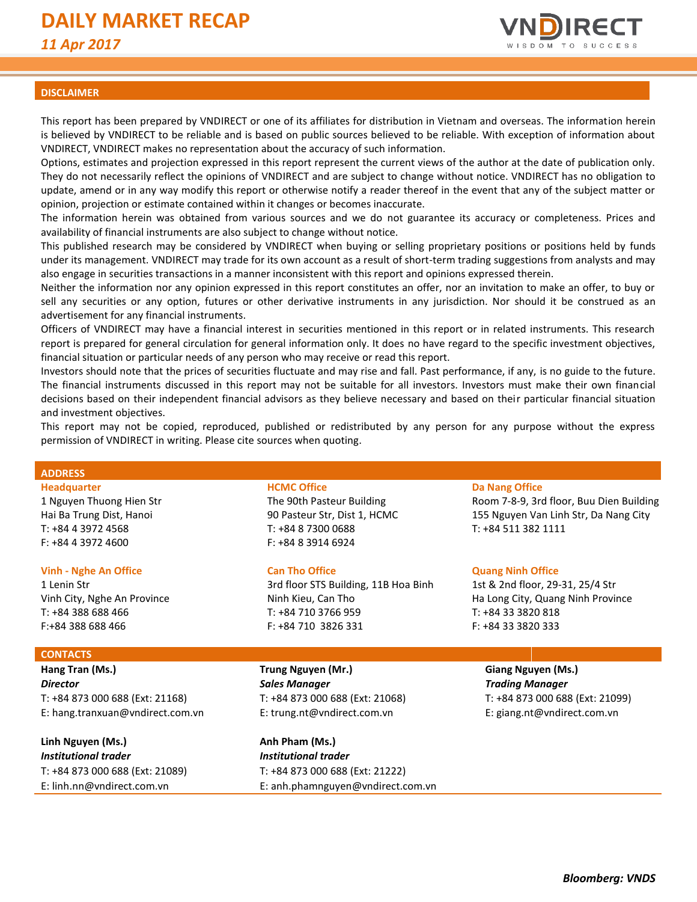# DAILY MARKET RECAP

*11 Apr 2017*

## DISCLAIMER

This report has been prepared by VNDIRECT or one of its affiliates for distribution in Vietnam and overseas. The information herein is believed by VNDIRECT to be reliable and is based on public sources believed to be reliable. With exception of information about VNDIRECT, VNDIRECT makes no representation about the accuracy of such information.
Options, estimates and projection expressed in this report represent the current views of the author at the date of publication only. They do not necessarily reflect the opinions of VNDIRECT and are subject to change without notice. VNDIRECT has no obligation to update, amend or in any way modify this report or otherwise notify a reader thereof in the event that any of the subject matter or opinion, projection or estimate contained within it changes or becomes inaccurate.
The information herein was obtained from various sources and we do not guarantee its accuracy or completeness. Prices and availability of financial instruments are also subject to change without notice.
This published research may be considered by VNDIRECT when buying or selling proprietary positions or positions held by funds under its management. VNDIRECT may trade for its own account as a result of short-term trading suggestions from analysts and may also engage in securities transactions in a manner inconsistent with this report and opinions expressed therein.
Neither the information nor any opinion expressed in this report constitutes an offer, nor an invitation to make an offer, to buy or sell any securities or any option, futures or other derivative instruments in any jurisdiction. Nor should it be construed as an advertisement for any financial instruments.
Officers of VNDIRECT may have a financial interest in securities mentioned in this report or in related instruments. This research report is prepared for general circulation for general information only. It does no have regard to the specific investment objectives, financial situation or particular needs of any person who may receive or read this report.
Investors should note that the prices of securities fluctuate and may rise and fall. Past performance, if any, is no guide to the future. The financial instruments discussed in this report may not be suitable for all investors. Investors must make their own financial decisions based on their independent financial advisors as they believe necessary and based on their particular financial situation and investment objectives.
This report may not be copied, reproduced, published or redistributed by any person for any purpose without the express permission of VNDIRECT in writing. Please cite sources when quoting.

## ADDRESS

**Headquarter**
1 Nguyen Thuong Hien Str
Hai Ba Trung Dist, Hanoi
T: +84 4 3972 4568
F: +84 4 3972 4600

**HCMC Office**
The 90th Pasteur Building
90 Pasteur Str, Dist 1, HCMC
T: +84 8 7300 0688
F: +84 8 3914 6924

**Da Nang Office**
Room 7-8-9, 3rd floor, Buu Dien Building
155 Nguyen Van Linh Str, Da Nang City
T: +84 511 382 1111

**Vinh - Nghe An Office**
1 Lenin Str
Vinh City, Nghe An Province
T: +84 388 688 466
F:+84 388 688 466

**Can Tho Office**
3rd floor STS Building, 11B Hoa Binh
Ninh Kieu, Can Tho
T: +84 710 3766 959
F: +84 710 3826 331

**Quang Ninh Office**
1st & 2nd floor, 29-31, 25/4 Str
Ha Long City, Quang Ninh Province
T: +84 33 3820 818
F: +84 33 3820 333

## CONTACTS

**Hang Tran (Ms.)**
***Director***
T: +84 873 000 688 (Ext: 21168)
E: hang.tranxuan@vndirect.com.vn

**Trung Nguyen (Mr.)**
***Sales Manager***
T: +84 873 000 688 (Ext: 21068)
E: trung.nt@vndirect.com.vn

**Giang Nguyen (Ms.)**
***Trading Manager***
T: +84 873 000 688 (Ext: 21099)
E: giang.nt@vndirect.com.vn

**Linh Nguyen (Ms.)**
***Institutional trader***
T: +84 873 000 688 (Ext: 21089)
E: linh.nn@vndirect.com.vn

**Anh Pham (Ms.)**
***Institutional trader***
T: +84 873 000 688 (Ext: 21222)
E: anh.phamnguyen@vndirect.com.vn

***Bloomberg: VNDS***